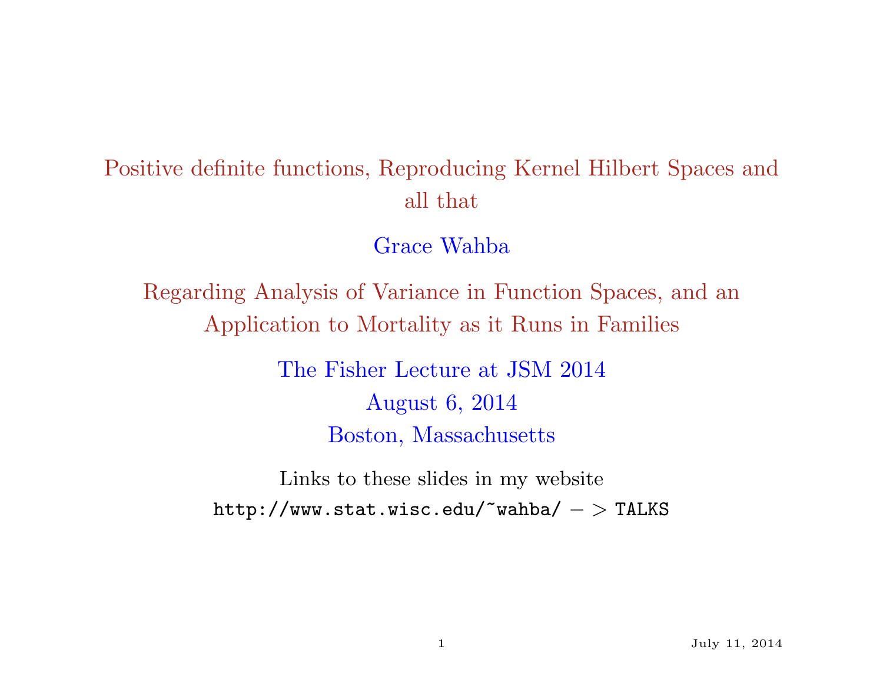# Positive definite functions, Reproducing Kernel Hilbert Spaces and all that

Grace Wahba

## Regarding Analysis of Variance in Function Spaces, and an Application to Mortality as it Runs in Families

The Fisher Lecture at JSM 2014

August 6, 2014

Boston, Massachusetts

Links to these slides in my website

`http://www.stat.wisc.edu/~wahba/` $->$ `TALKS`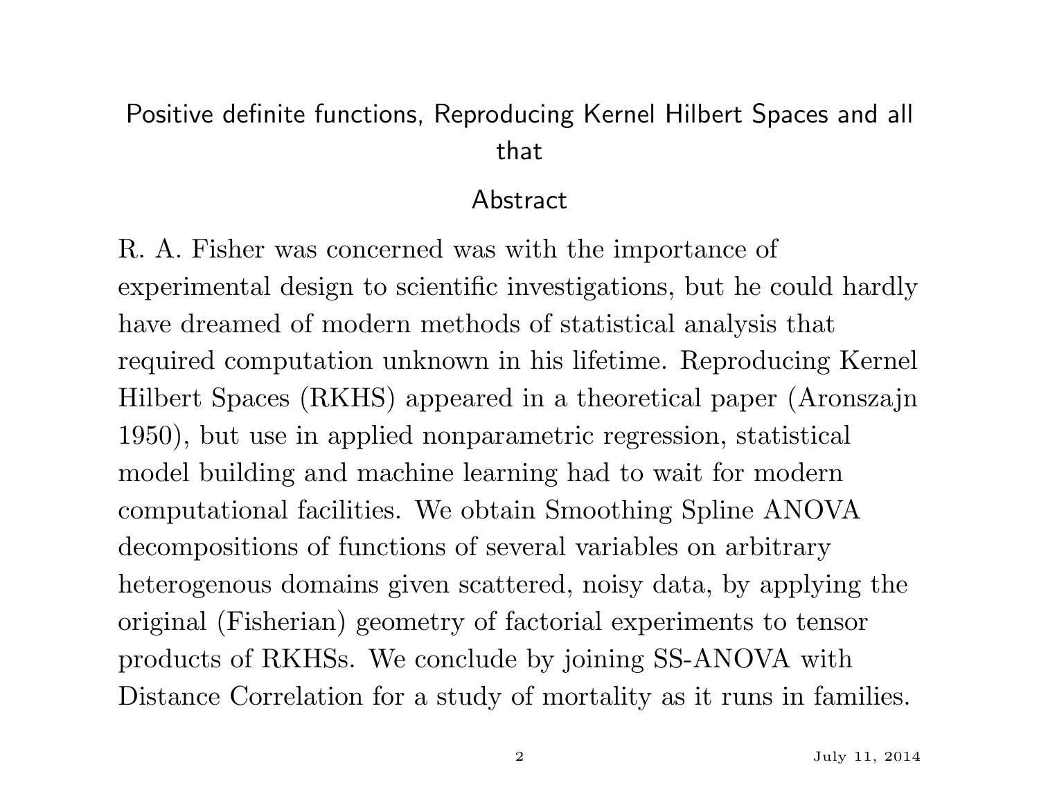# Positive definite functions, Reproducing Kernel Hilbert Spaces and all that

## Abstract

R. A. Fisher was concerned was with the importance of experimental design to scientific investigations, but he could hardly have dreamed of modern methods of statistical analysis that required computation unknown in his lifetime. Reproducing Kernel Hilbert Spaces (RKHS) appeared in a theoretical paper (Aronszajn 1950), but use in applied nonparametric regression, statistical model building and machine learning had to wait for modern computational facilities. We obtain Smoothing Spline ANOVA decompositions of functions of several variables on arbitrary heterogenous domains given scattered, noisy data, by applying the original (Fisherian) geometry of factorial experiments to tensor products of RKHSs. We conclude by joining SS-ANOVA with Distance Correlation for a study of mortality as it runs in families.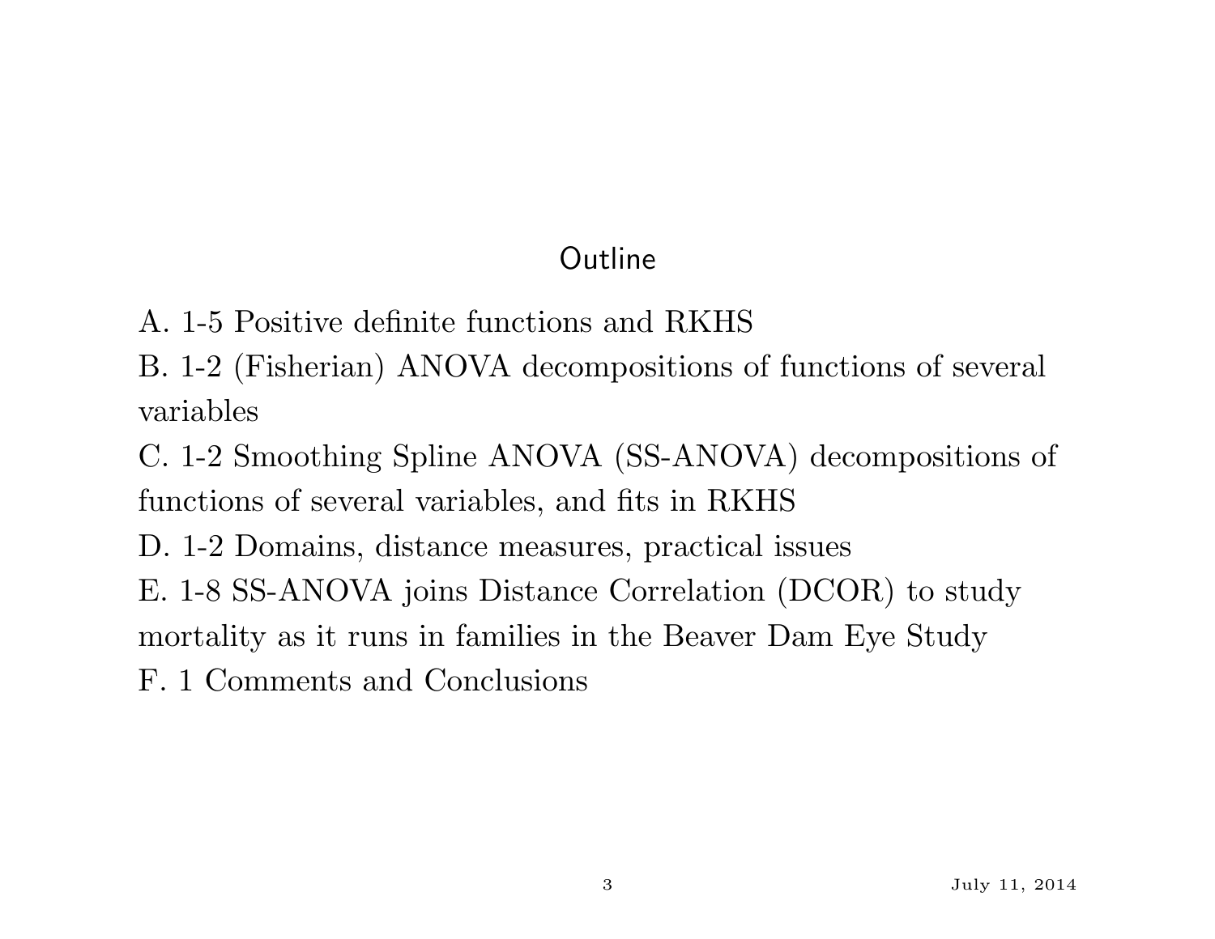## Outline

A. 1-5 Positive definite functions and RKHS

B. 1-2 (Fisherian) ANOVA decompositions of functions of several variables

C. 1-2 Smoothing Spline ANOVA (SS-ANOVA) decompositions of functions of several variables, and fits in RKHS

D. 1-2 Domains, distance measures, practical issues

E. 1-8 SS-ANOVA joins Distance Correlation (DCOR) to study mortality as it runs in families in the Beaver Dam Eye Study

F. 1 Comments and Conclusions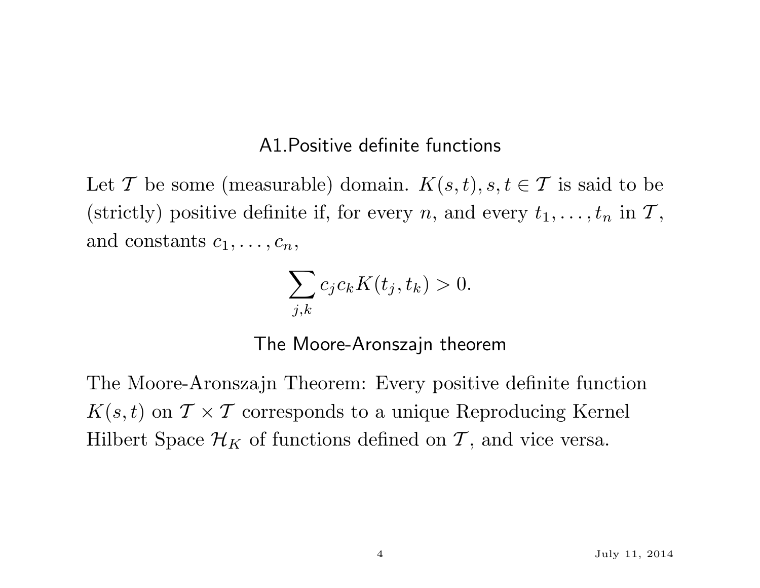## A1.Positive definite functions

Let $\mathcal{T}$ be some (measurable) domain. $K(s,t), s,t \in \mathcal{T}$ is said to be (strictly) positive definite if, for every $n$, and every $t_1, \ldots, t_n$ in $\mathcal{T}$, and constants $c_1, \ldots, c_n$,

$$\sum_{j,k} c_j c_k K(t_j, t_k) > 0.$$

## The Moore-Aronszajn theorem

The Moore-Aronszajn Theorem: Every positive definite function $K(s,t)$ on $\mathcal{T} \times \mathcal{T}$ corresponds to a unique Reproducing Kernel Hilbert Space $\mathcal{H}_K$ of functions defined on $\mathcal{T}$, and vice versa.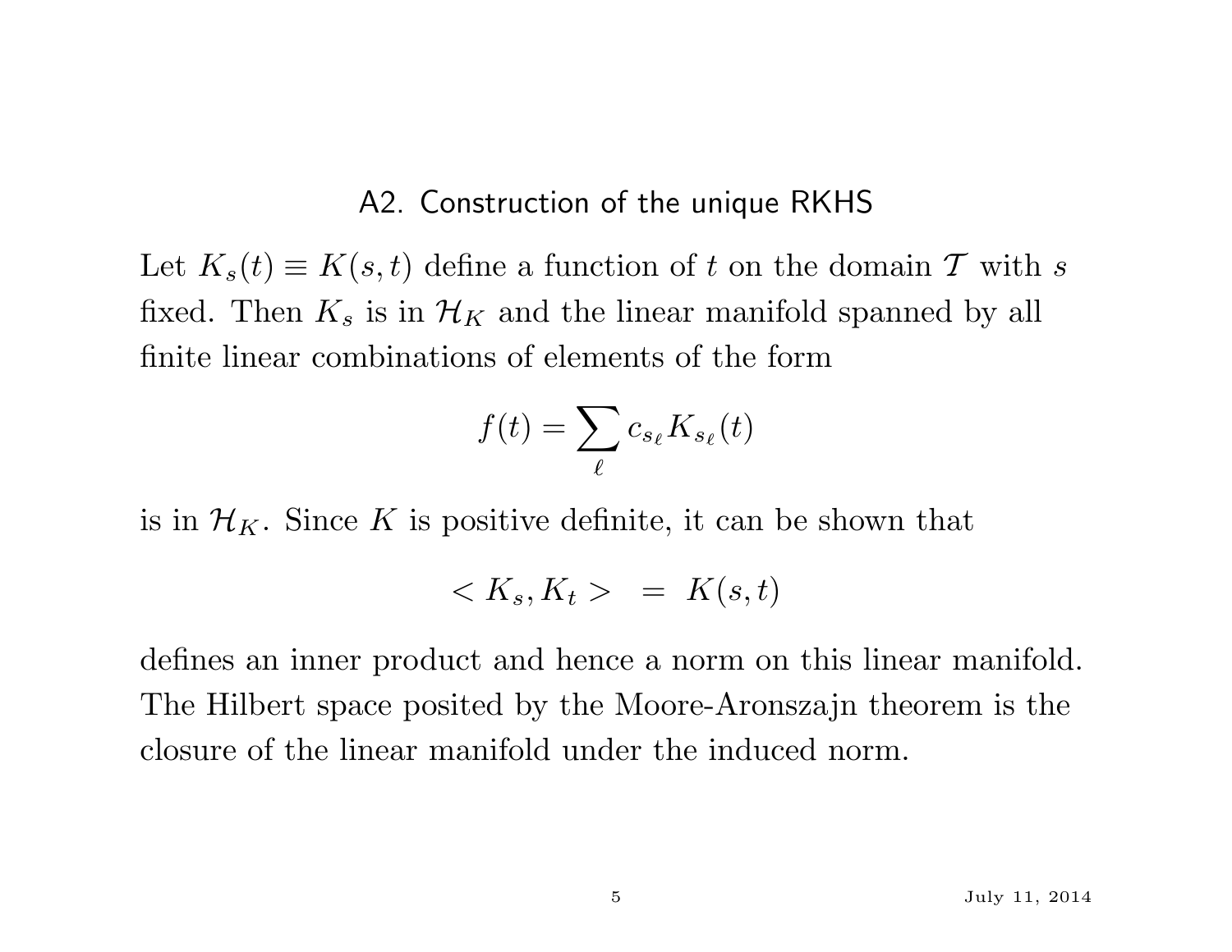## A2. Construction of the unique RKHS

Let $K_s(t) \equiv K(s,t)$ define a function of $t$ on the domain $\mathcal{T}$ with $s$ fixed. Then $K_s$ is in $\mathcal{H}_K$ and the linear manifold spanned by all finite linear combinations of elements of the form

$$f(t) = \sum_{\ell} c_{s_\ell} K_{s_\ell}(t)$$

is in $\mathcal{H}_K$. Since $K$ is positive definite, it can be shown that

$$< K_s, K_t > \;\; = \;\; K(s,t)$$

defines an inner product and hence a norm on this linear manifold. The Hilbert space posited by the Moore-Aronszajn theorem is the closure of the linear manifold under the induced norm.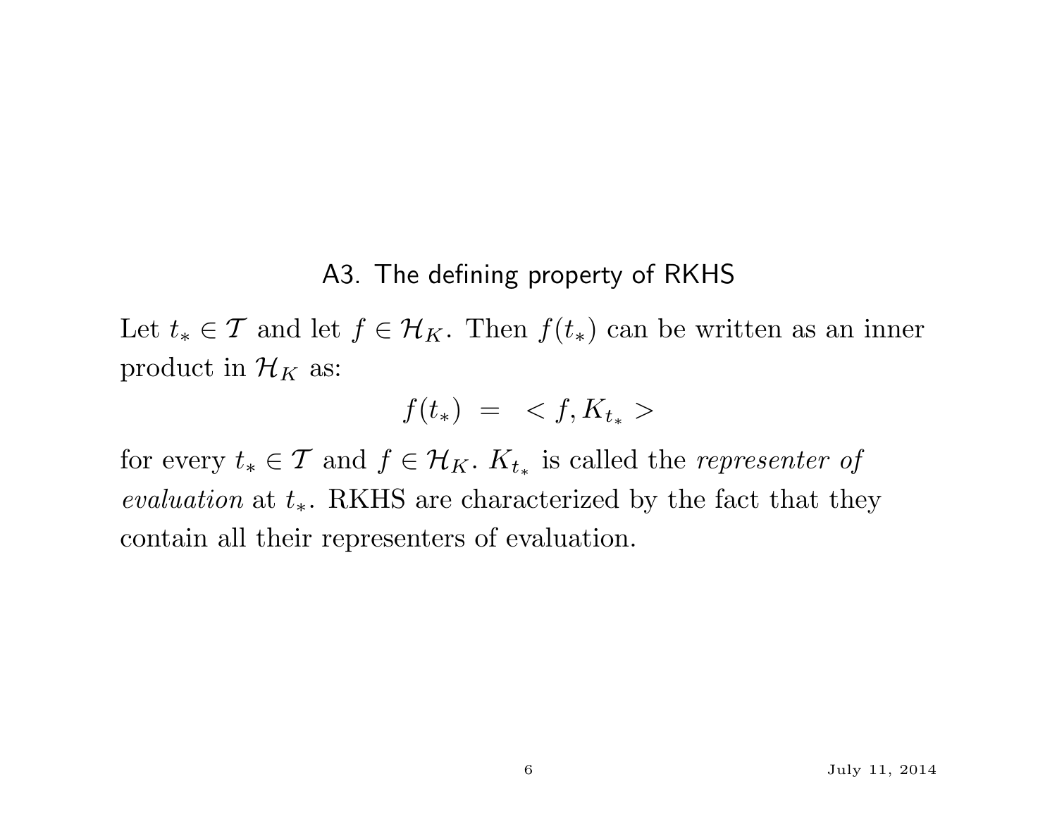## A3. The defining property of RKHS

Let $t_* \in \mathcal{T}$ and let $f \in \mathcal{H}_K$. Then $f(t_*)$ can be written as an inner product in $\mathcal{H}_K$ as:

$$f(t_*) \;=\; < f, K_{t_*} >$$

for every $t_* \in \mathcal{T}$ and $f \in \mathcal{H}_K$. $K_{t_*}$ is called the *representer of evaluation* at $t_*$. RKHS are characterized by the fact that they contain all their representers of evaluation.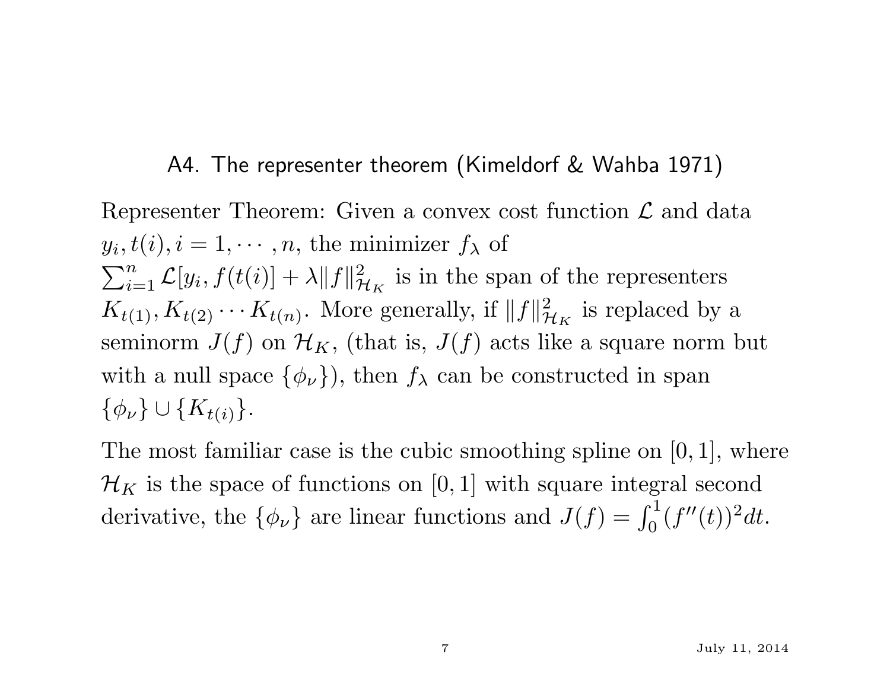## A4. The representer theorem (Kimeldorf & Wahba 1971)

Representer Theorem: Given a convex cost function $\mathcal{L}$ and data $y_i, t(i), i = 1, \cdots, n$, the minimizer $f_\lambda$ of $\sum_{i=1}^{n} \mathcal{L}[y_i, f(t(i)] + \lambda \|f\|^2_{\mathcal{H}_K}$ is in the span of the representers $K_{t(1)}, K_{t(2)} \cdots K_{t(n)}$. More generally, if $\|f\|^2_{\mathcal{H}_K}$ is replaced by a seminorm $J(f)$ on $\mathcal{H}_K$, (that is, $J(f)$ acts like a square norm but with a null space $\{\phi_\nu\}$), then $f_\lambda$ can be constructed in span $\{\phi_\nu\} \cup \{K_{t(i)}\}$.

The most familiar case is the cubic smoothing spline on $[0, 1]$, where $\mathcal{H}_K$ is the space of functions on $[0, 1]$ with square integral second derivative, the $\{\phi_\nu\}$ are linear functions and $J(f) = \int_0^1 (f''(t))^2 dt$.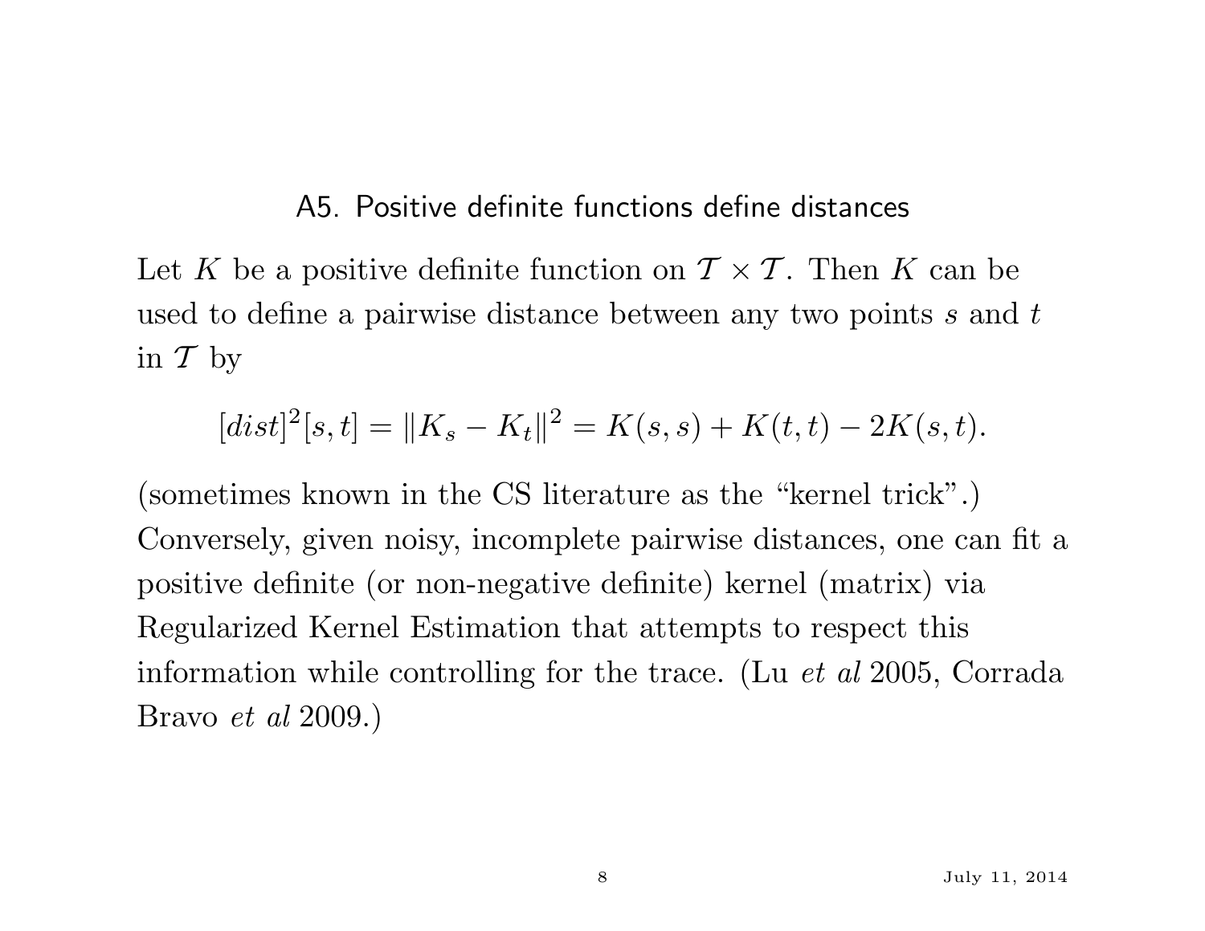## A5. Positive definite functions define distances

Let $K$ be a positive definite function on $\mathcal{T} \times \mathcal{T}$. Then $K$ can be used to define a pairwise distance between any two points $s$ and $t$ in $\mathcal{T}$ by

$$[dist]^2[s,t] = \|K_s - K_t\|^2 = K(s,s) + K(t,t) - 2K(s,t).$$

(sometimes known in the CS literature as the "kernel trick".) Conversely, given noisy, incomplete pairwise distances, one can fit a positive definite (or non-negative definite) kernel (matrix) via Regularized Kernel Estimation that attempts to respect this information while controlling for the trace. (Lu *et al* 2005, Corrada Bravo *et al* 2009.)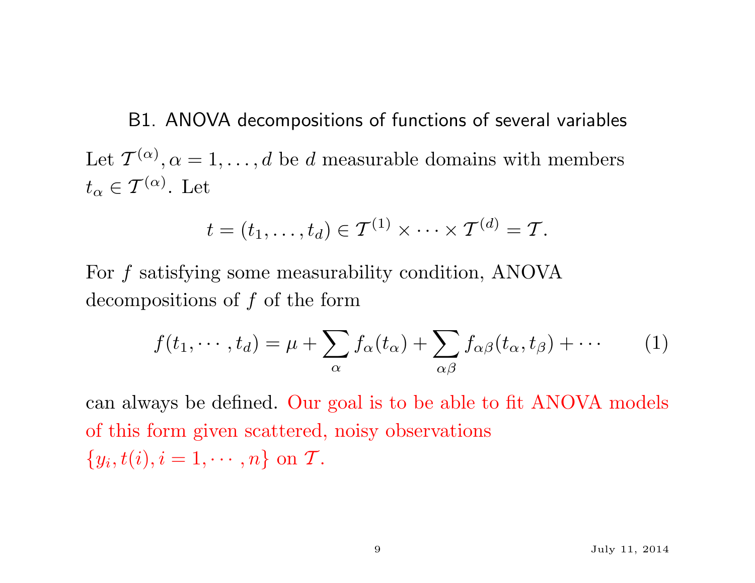## B1. ANOVA decompositions of functions of several variables

Let $\mathcal{T}^{(\alpha)}, \alpha = 1, \ldots, d$ be $d$ measurable domains with members $t_\alpha \in \mathcal{T}^{(\alpha)}$. Let

$$t = (t_1, \ldots, t_d) \in \mathcal{T}^{(1)} \times \cdots \times \mathcal{T}^{(d)} = \mathcal{T}.$$

For $f$ satisfying some measurability condition, ANOVA decompositions of $f$ of the form

$$f(t_1, \cdots, t_d) = \mu + \sum_{\alpha} f_\alpha(t_\alpha) + \sum_{\alpha\beta} f_{\alpha\beta}(t_\alpha, t_\beta) + \cdots \qquad (1)$$

can always be defined. Our goal is to be able to fit ANOVA models of this form given scattered, noisy observations $\{y_i, t(i), i = 1, \cdots, n\}$ on $\mathcal{T}$.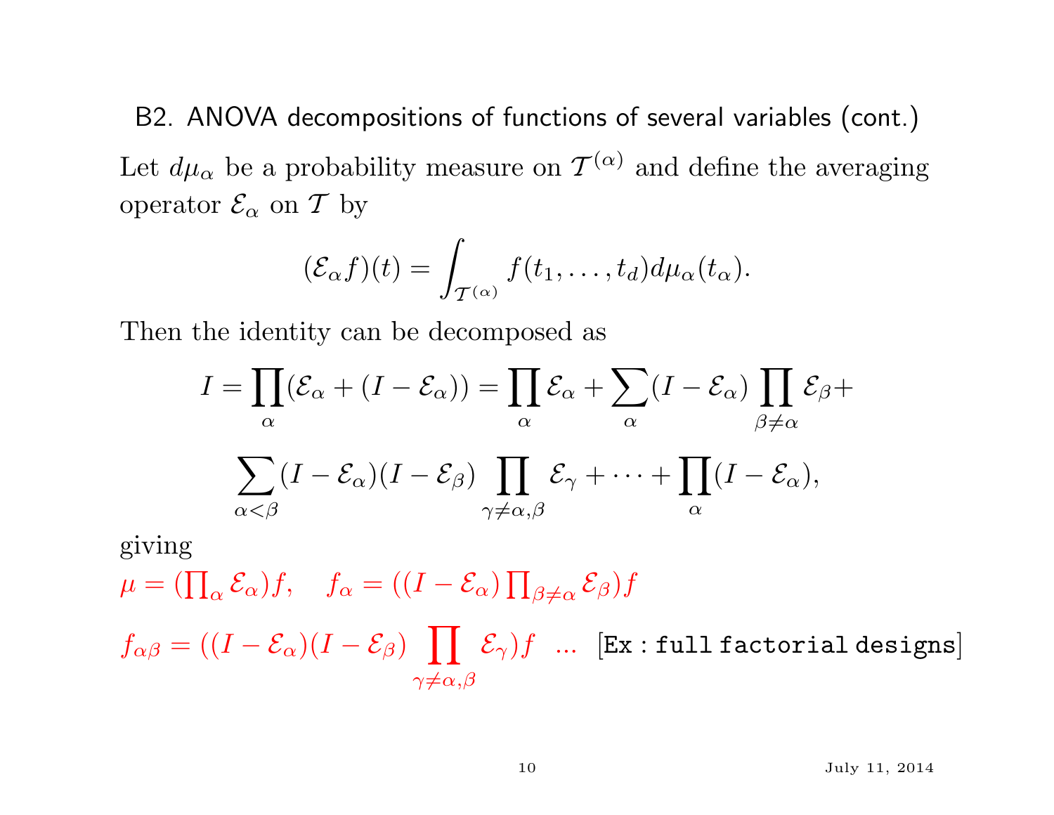## B2. ANOVA decompositions of functions of several variables (cont.)

Let $d\mu_\alpha$ be a probability measure on $\mathcal{T}^{(\alpha)}$ and define the averaging operator $\mathcal{E}_\alpha$ on $\mathcal{T}$ by

$$(\mathcal{E}_\alpha f)(t) = \int_{\mathcal{T}^{(\alpha)}} f(t_1, \dots, t_d) d\mu_\alpha(t_\alpha).$$

Then the identity can be decomposed as

$$I = \prod_\alpha (\mathcal{E}_\alpha + (I - \mathcal{E}_\alpha)) = \prod_\alpha \mathcal{E}_\alpha + \sum_\alpha (I - \mathcal{E}_\alpha) \prod_{\beta \neq \alpha} \mathcal{E}_\beta +$$

$$\sum_{\alpha < \beta} (I - \mathcal{E}_\alpha)(I - \mathcal{E}_\beta) \prod_{\gamma \neq \alpha, \beta} \mathcal{E}_\gamma + \cdots + \prod_\alpha (I - \mathcal{E}_\alpha),$$

giving

$\mu = (\prod_\alpha \mathcal{E}_\alpha) f, \quad f_\alpha = ((I - \mathcal{E}_\alpha) \prod_{\beta \neq \alpha} \mathcal{E}_\beta) f$

$f_{\alpha\beta} = ((I - \mathcal{E}_\alpha)(I - \mathcal{E}_\beta) \prod_{\gamma \neq \alpha, \beta} \mathcal{E}_\gamma) f$ ... [Ex : full factorial designs]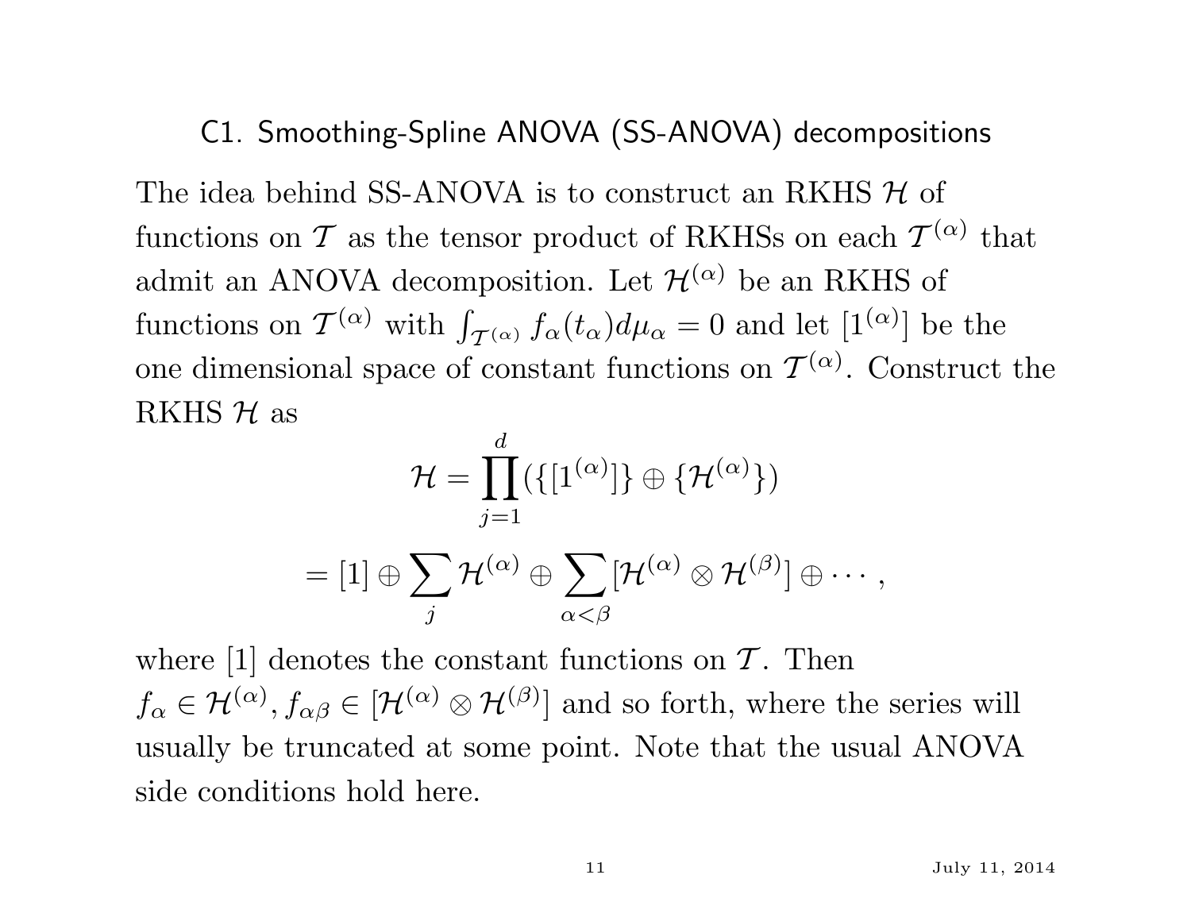## C1. Smoothing-Spline ANOVA (SS-ANOVA) decompositions

The idea behind SS-ANOVA is to construct an RKHS $\mathcal{H}$ of functions on $\mathcal{T}$ as the tensor product of RKHSs on each $\mathcal{T}^{(\alpha)}$ that admit an ANOVA decomposition. Let $\mathcal{H}^{(\alpha)}$ be an RKHS of functions on $\mathcal{T}^{(\alpha)}$ with $\int_{\mathcal{T}^{(\alpha)}} f_\alpha(t_\alpha) d\mu_\alpha = 0$ and let $[1^{(\alpha)}]$ be the one dimensional space of constant functions on $\mathcal{T}^{(\alpha)}$. Construct the RKHS $\mathcal{H}$ as

$$
\begin{aligned}
\mathcal{H} &= \prod_{j=1}^{d} (\{[1^{(\alpha)}]\} \oplus \{\mathcal{H}^{(\alpha)}\}) \\
&= [1] \oplus \sum_{j} \mathcal{H}^{(\alpha)} \oplus \sum_{\alpha < \beta} [\mathcal{H}^{(\alpha)} \otimes \mathcal{H}^{(\beta)}] \oplus \cdots,
\end{aligned}
$$

where $[1]$ denotes the constant functions on $\mathcal{T}$. Then $f_\alpha \in \mathcal{H}^{(\alpha)}, f_{\alpha\beta} \in [\mathcal{H}^{(\alpha)} \otimes \mathcal{H}^{(\beta)}]$ and so forth, where the series will usually be truncated at some point. Note that the usual ANOVA side conditions hold here.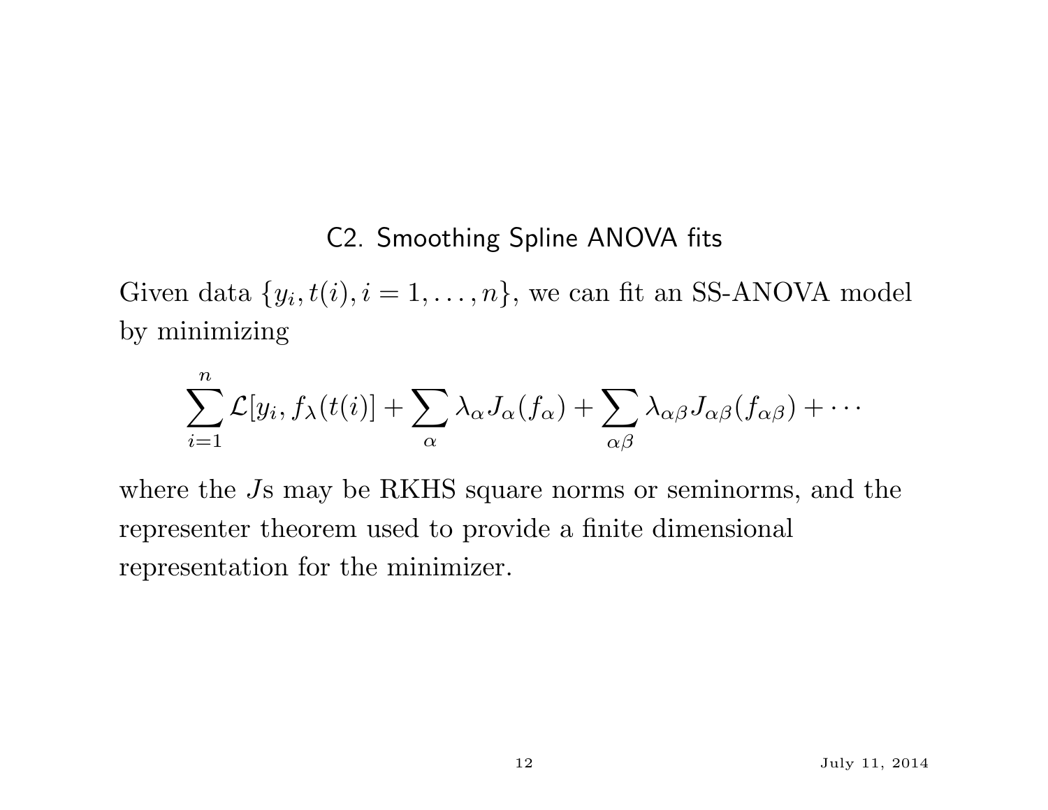## C2. Smoothing Spline ANOVA fits

Given data $\{y_i, t(i), i = 1, \ldots, n\}$, we can fit an SS-ANOVA model by minimizing

$$\sum_{i=1}^{n} \mathcal{L}[y_i, f_\lambda(t(i)] + \sum_{\alpha} \lambda_\alpha J_\alpha(f_\alpha) + \sum_{\alpha\beta} \lambda_{\alpha\beta} J_{\alpha\beta}(f_{\alpha\beta}) + \cdots$$

where the $J$s may be RKHS square norms or seminorms, and the representer theorem used to provide a finite dimensional representation for the minimizer.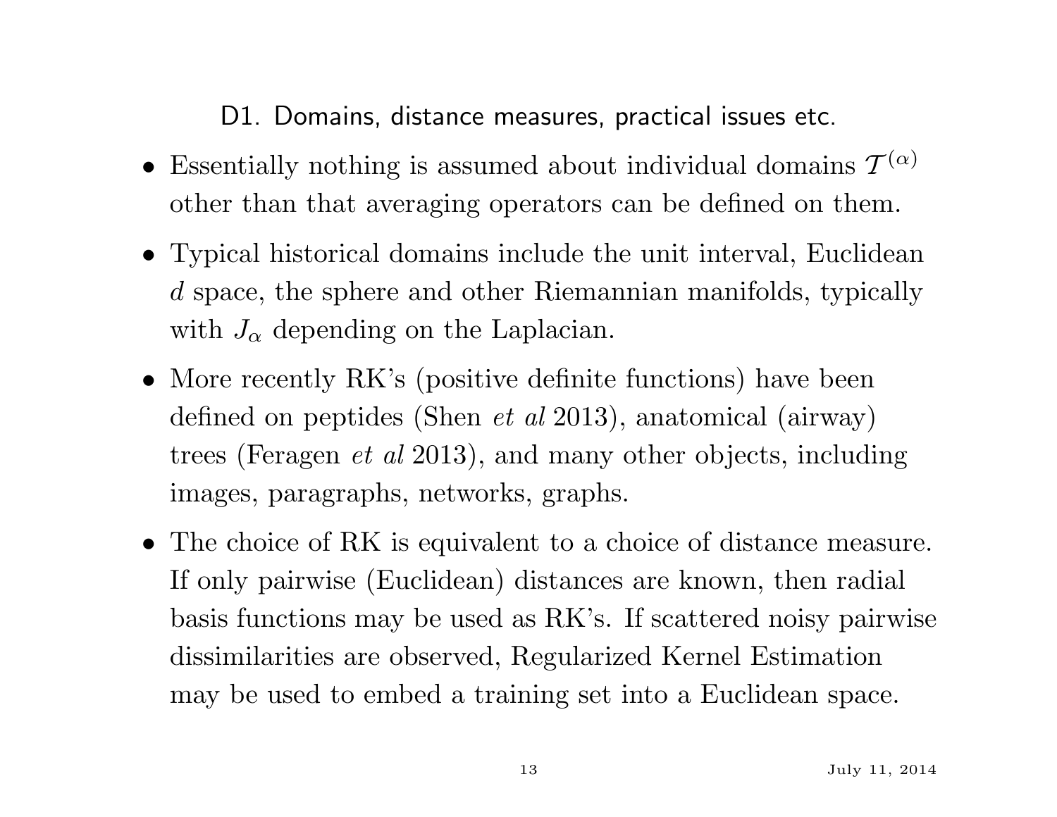## D1. Domains, distance measures, practical issues etc.

- Essentially nothing is assumed about individual domains $\mathcal{T}^{(\alpha)}$ other than that averaging operators can be defined on them.
- Typical historical domains include the unit interval, Euclidean $d$ space, the sphere and other Riemannian manifolds, typically with $J_\alpha$ depending on the Laplacian.
- More recently RK's (positive definite functions) have been defined on peptides (Shen *et al* 2013), anatomical (airway) trees (Feragen *et al* 2013), and many other objects, including images, paragraphs, networks, graphs.
- The choice of RK is equivalent to a choice of distance measure. If only pairwise (Euclidean) distances are known, then radial basis functions may be used as RK's. If scattered noisy pairwise dissimilarities are observed, Regularized Kernel Estimation may be used to embed a training set into a Euclidean space.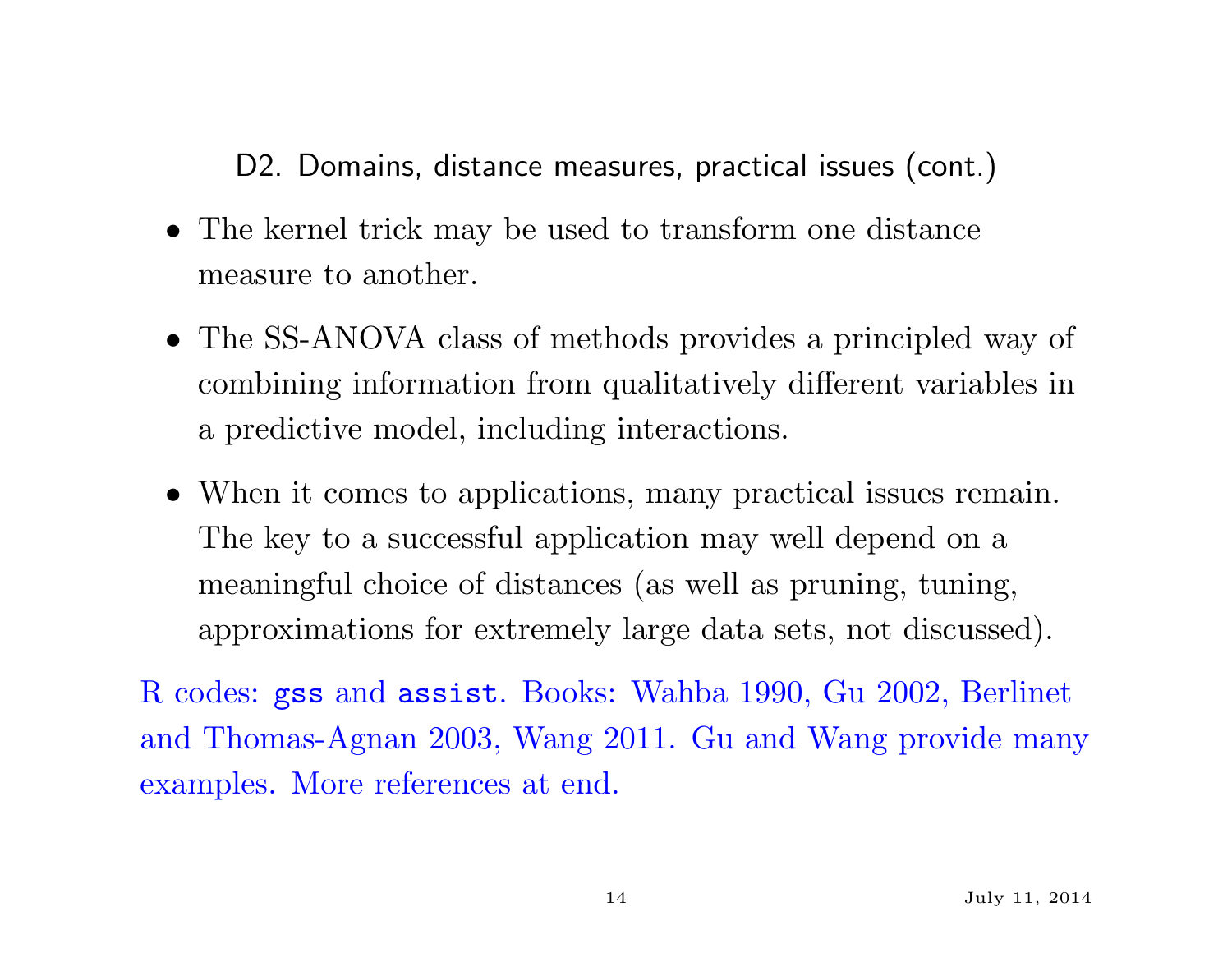## D2. Domains, distance measures, practical issues (cont.)

- The kernel trick may be used to transform one distance measure to another.
- The SS-ANOVA class of methods provides a principled way of combining information from qualitatively different variables in a predictive model, including interactions.
- When it comes to applications, many practical issues remain. The key to a successful application may well depend on a meaningful choice of distances (as well as pruning, tuning, approximations for extremely large data sets, not discussed).

R codes: `gss` and `assist`. Books: Wahba 1990, Gu 2002, Berlinet and Thomas-Agnan 2003, Wang 2011. Gu and Wang provide many examples. More references at end.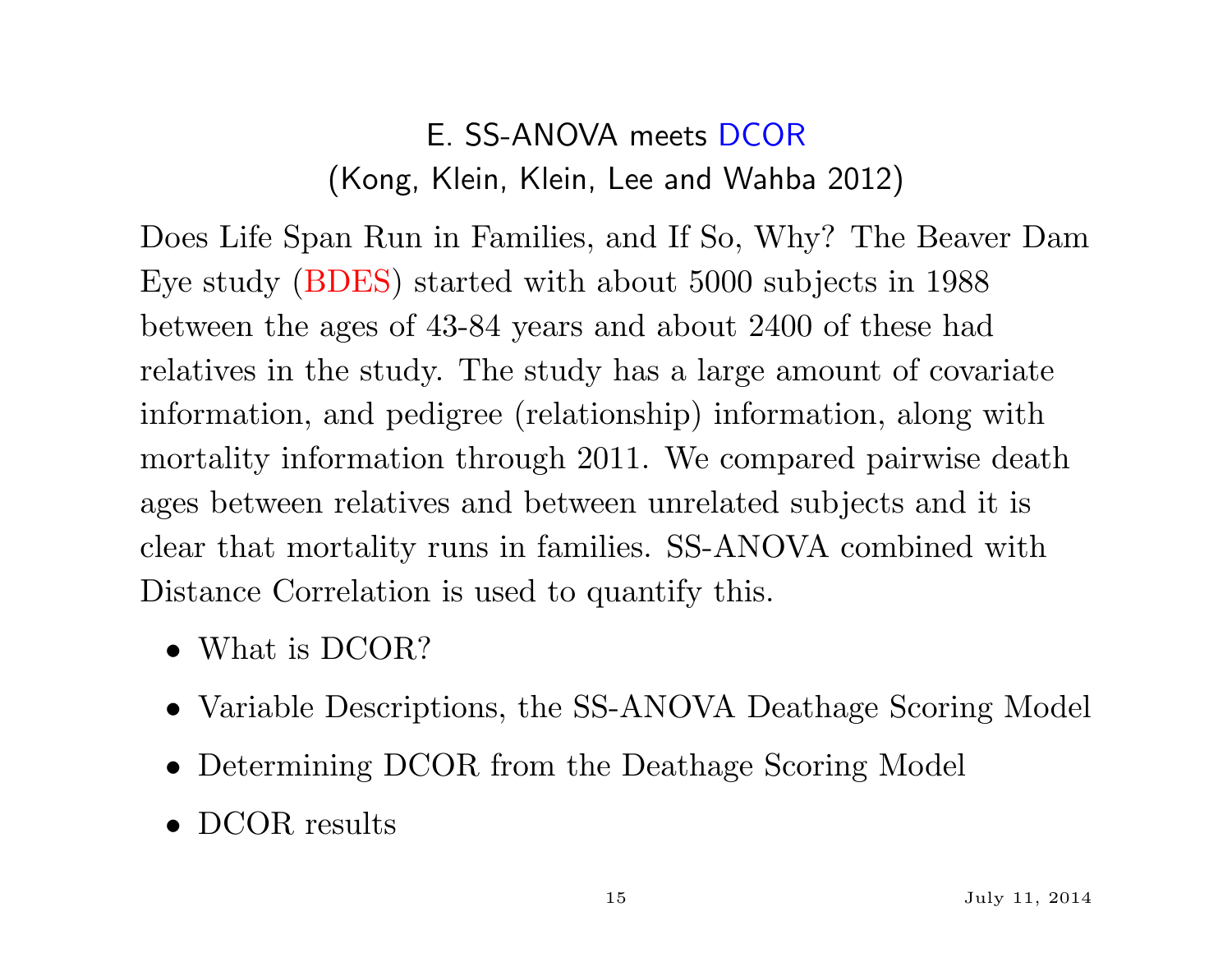## E. SS-ANOVA meets DCOR
(Kong, Klein, Klein, Lee and Wahba 2012)

Does Life Span Run in Families, and If So, Why? The Beaver Dam Eye study (BDES) started with about 5000 subjects in 1988 between the ages of 43-84 years and about 2400 of these had relatives in the study. The study has a large amount of covariate information, and pedigree (relationship) information, along with mortality information through 2011. We compared pairwise death ages between relatives and between unrelated subjects and it is clear that mortality runs in families. SS-ANOVA combined with Distance Correlation is used to quantify this.

- What is DCOR?
- Variable Descriptions, the SS-ANOVA Deathage Scoring Model
- Determining DCOR from the Deathage Scoring Model
- DCOR results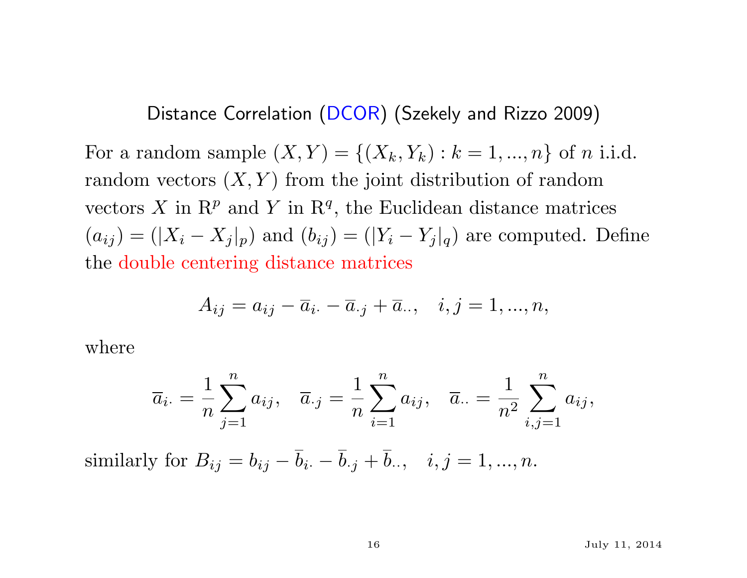## Distance Correlation (DCOR) (Szekely and Rizzo 2009)

For a random sample $(X, Y) = \{(X_k, Y_k) : k = 1, ..., n\}$ of $n$ i.i.d. random vectors $(X, Y)$ from the joint distribution of random vectors $X$ in $\mathrm{R}^p$ and $Y$ in $\mathrm{R}^q$, the Euclidean distance matrices $(a_{ij}) = (|X_i - X_j|_p)$ and $(b_{ij}) = (|Y_i - Y_j|_q)$ are computed. Define the double centering distance matrices

$$A_{ij} = a_{ij} - \overline{a}_{i\cdot} - \overline{a}_{\cdot j} + \overline{a}_{\cdot\cdot}, \quad i, j = 1, ..., n,$$

where

$$\overline{a}_{i\cdot} = \frac{1}{n}\sum_{j=1}^{n} a_{ij}, \quad \overline{a}_{\cdot j} = \frac{1}{n}\sum_{i=1}^{n} a_{ij}, \quad \overline{a}_{\cdot\cdot} = \frac{1}{n^2}\sum_{i,j=1}^{n} a_{ij},$$

similarly for $B_{ij} = b_{ij} - \overline{b}_{i\cdot} - \overline{b}_{\cdot j} + \overline{b}_{\cdot\cdot}, \quad i, j = 1, ..., n.$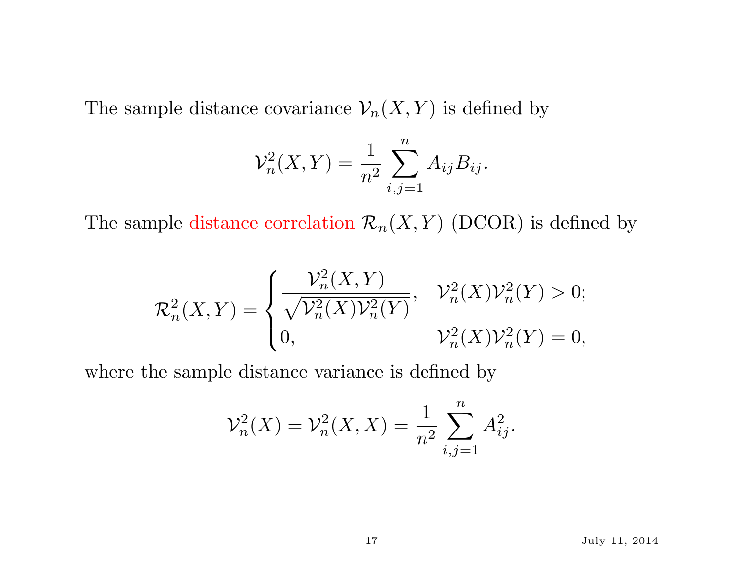The sample distance covariance $\mathcal{V}_n(X, Y)$ is defined by

$$\mathcal{V}_n^2(X, Y) = \frac{1}{n^2} \sum_{i,j=1}^{n} A_{ij} B_{ij}.$$

The sample distance correlation $\mathcal{R}_n(X, Y)$ (DCOR) is defined by

$$\mathcal{R}_n^2(X, Y) = \begin{cases} \dfrac{\mathcal{V}_n^2(X, Y)}{\sqrt{\mathcal{V}_n^2(X)\mathcal{V}_n^2(Y)}}, & \mathcal{V}_n^2(X)\mathcal{V}_n^2(Y) > 0; \\ 0, & \mathcal{V}_n^2(X)\mathcal{V}_n^2(Y) = 0, \end{cases}$$

where the sample distance variance is defined by

$$\mathcal{V}_n^2(X) = \mathcal{V}_n^2(X, X) = \frac{1}{n^2} \sum_{i,j=1}^{n} A_{ij}^2.$$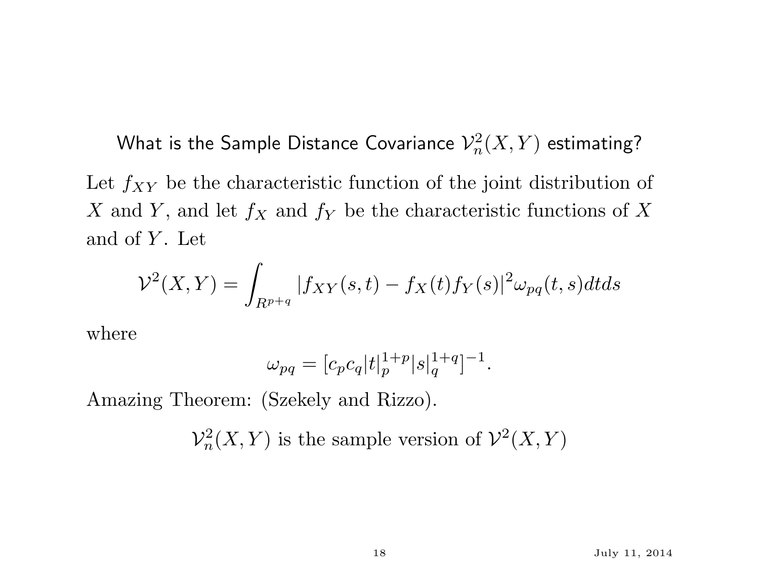## What is the Sample Distance Covariance $\mathcal{V}_n^2(X, Y)$ estimating?

Let $f_{XY}$ be the characteristic function of the joint distribution of $X$ and $Y$, and let $f_X$ and $f_Y$ be the characteristic functions of $X$ and of $Y$. Let

$$\mathcal{V}^2(X, Y) = \int_{R^{p+q}} |f_{XY}(s,t) - f_X(t) f_Y(s)|^2 \omega_{pq}(t,s) dt ds$$

where

$$\omega_{pq} = [c_p c_q |t|_p^{1+p} |s|_q^{1+q}]^{-1}.$$

Amazing Theorem: (Szekely and Rizzo).

$$\mathcal{V}_n^2(X, Y) \text{ is the sample version of } \mathcal{V}^2(X, Y)$$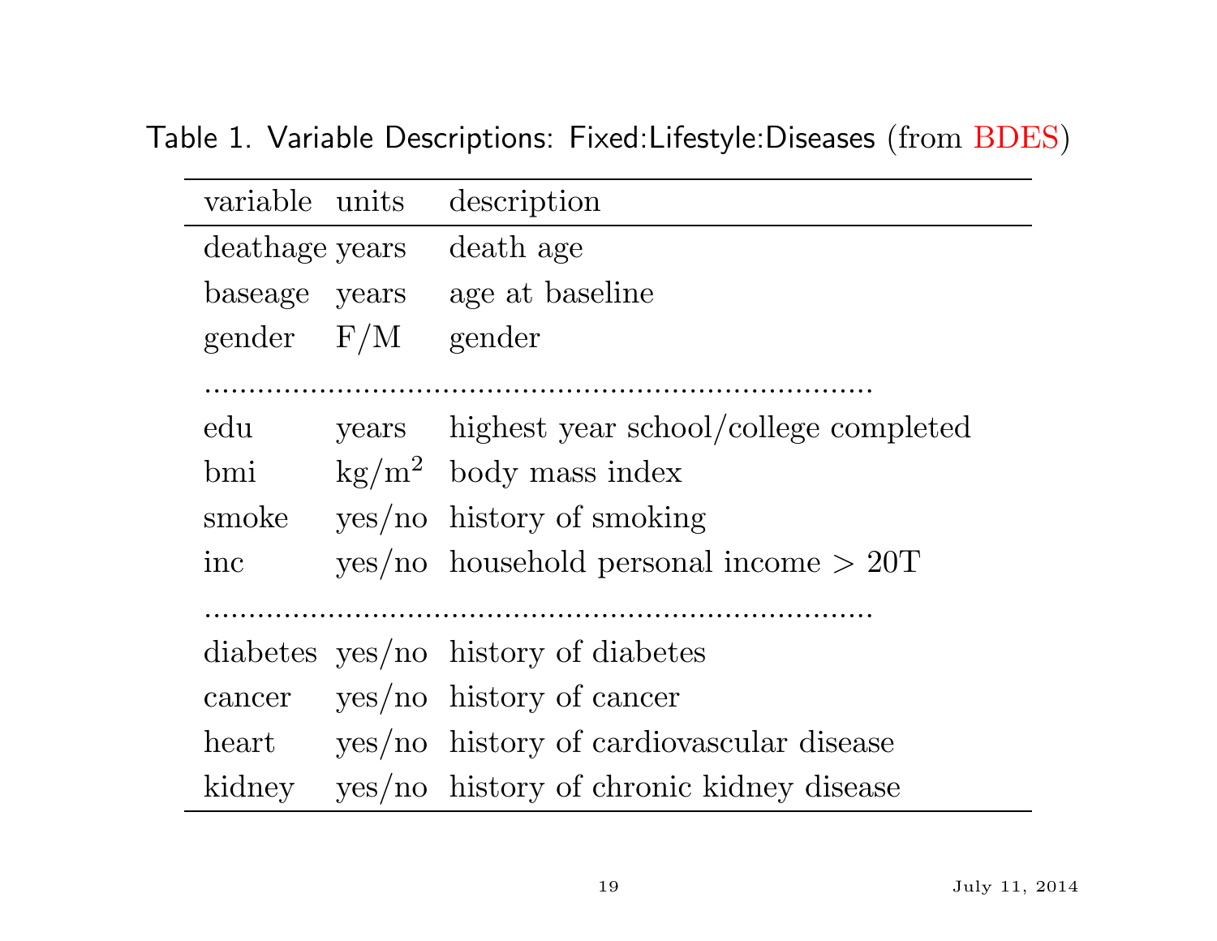Table 1. Variable Descriptions: Fixed:Lifestyle:Diseases (from BDES)

| variable | units | description |
|---|---|---|
| deathage | years | death age |
| baseage | years | age at baseline |
| gender | F/M | gender |
| edu | years | highest year school/college completed |
| bmi | kg/m$^2$ | body mass index |
| smoke | yes/no | history of smoking |
| inc | yes/no | household personal income > 20T |
| diabetes | yes/no | history of diabetes |
| cancer | yes/no | history of cancer |
| heart | yes/no | history of cardiovascular disease |
| kidney | yes/no | history of chronic kidney disease |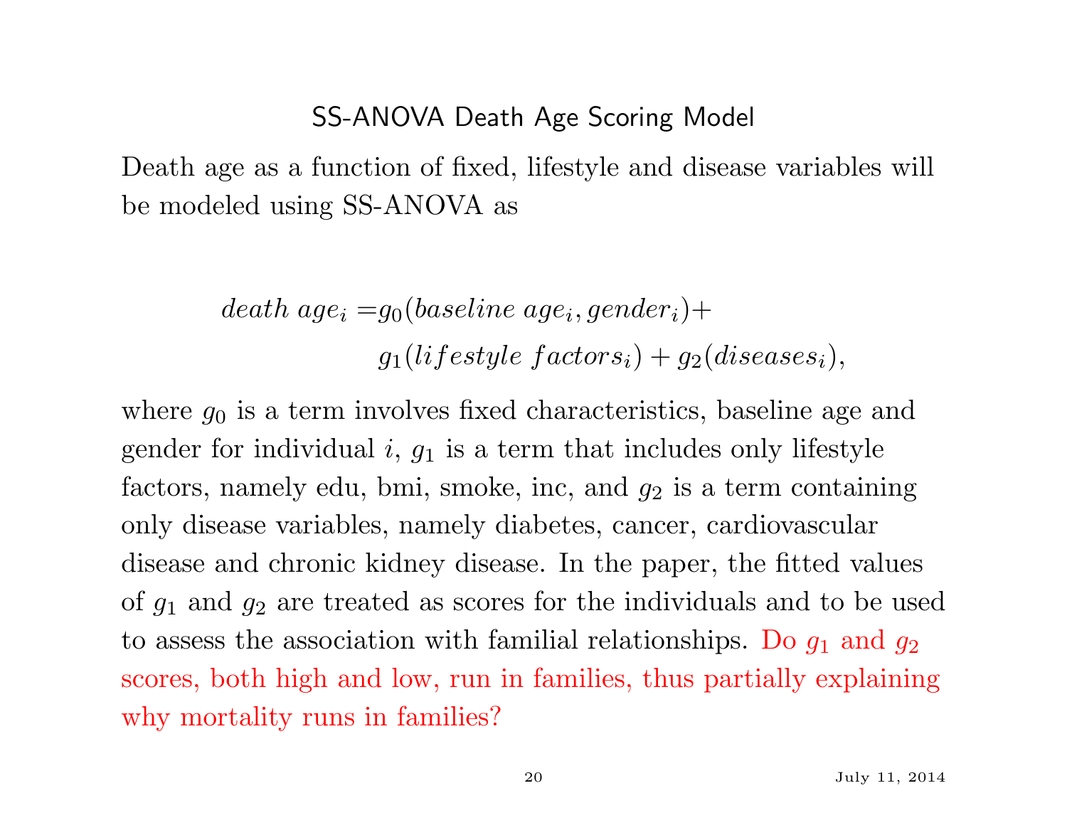## SS-ANOVA Death Age Scoring Model

Death age as a function of fixed, lifestyle and disease variables will be modeled using SS-ANOVA as

$$
\begin{aligned}
death\ age_i = & g_0(baseline\ age_i, gender_i) + \\
& g_1(lifestyle\ factors_i) + g_2(diseases_i),
\end{aligned}
$$

where $g_0$ is a term involves fixed characteristics, baseline age and gender for individual $i$, $g_1$ is a term that includes only lifestyle factors, namely edu, bmi, smoke, inc, and $g_2$ is a term containing only disease variables, namely diabetes, cancer, cardiovascular disease and chronic kidney disease. In the paper, the fitted values of $g_1$ and $g_2$ are treated as scores for the individuals and to be used to assess the association with familial relationships. Do $g_1$ and $g_2$ scores, both high and low, run in families, thus partially explaining why mortality runs in families?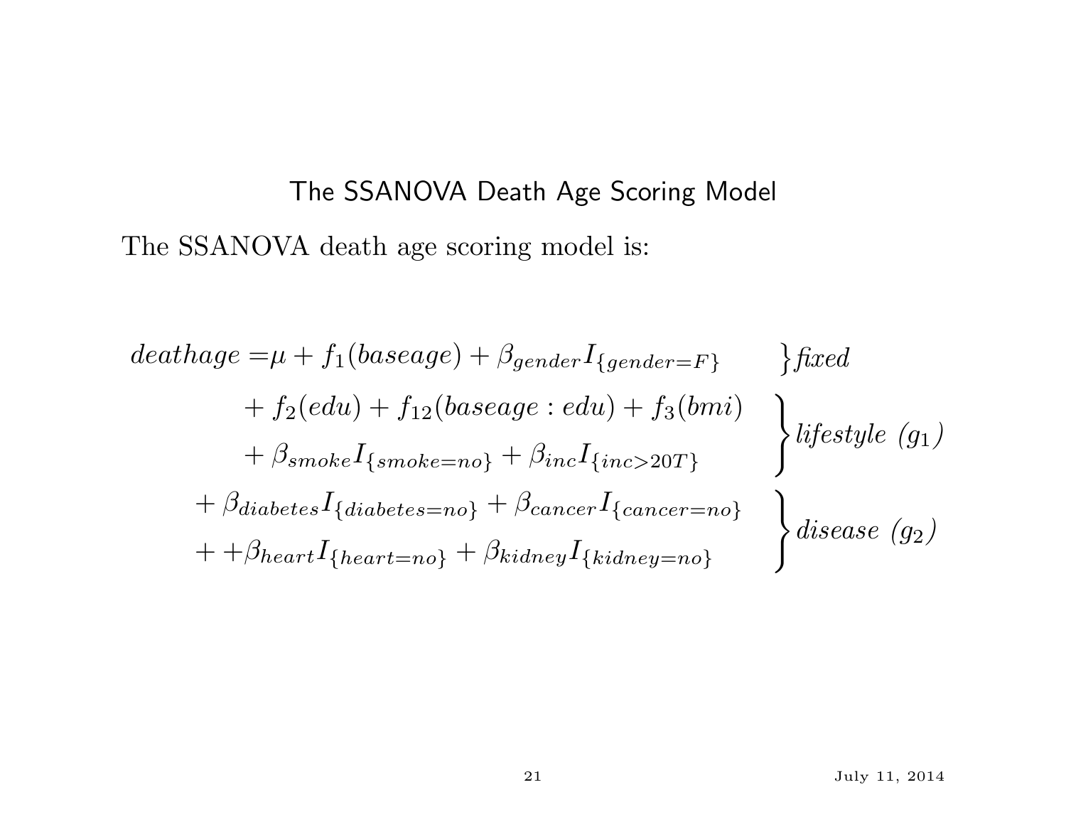# The SSANOVA Death Age Scoring Model

The SSANOVA death age scoring model is:

$$
\begin{aligned}
deathage = &\mu + f_1(baseage) + \beta_{gender} I_{\{gender=F\}} && \Big\} \textit{fixed} \\
&+ f_2(edu) + f_{12}(baseage:edu) + f_3(bmi) && \multirow{2}{*}{} \\
&+ \beta_{smoke} I_{\{smoke=no\}} + \beta_{inc} I_{\{inc>20T\}} && \Big\} \textit{lifestyle } (g_1) \\
+ &\beta_{diabetes} I_{\{diabetes=no\}} + \beta_{cancer} I_{\{cancer=no\}} && \\
+ &+\beta_{heart} I_{\{heart=no\}} + \beta_{kidney} I_{\{kidney=no\}} && \Big\} \textit{disease } (g_2)
\end{aligned}
$$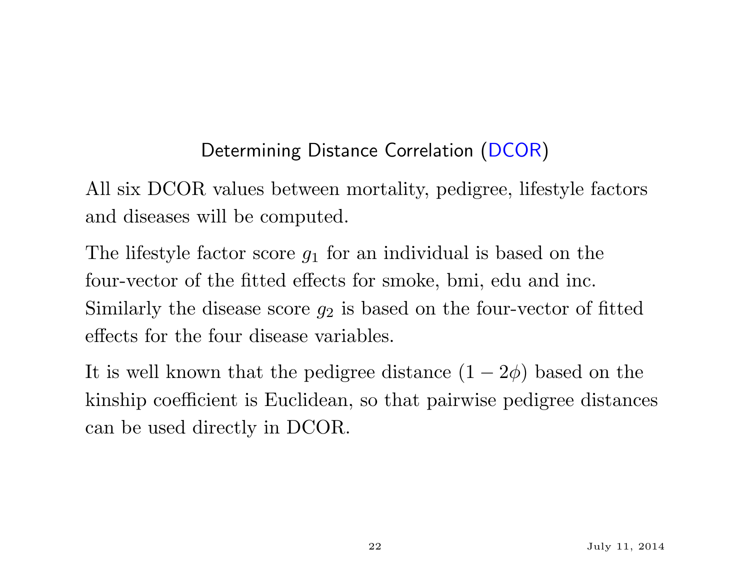## Determining Distance Correlation (DCOR)

All six DCOR values between mortality, pedigree, lifestyle factors and diseases will be computed.

The lifestyle factor score $g_1$ for an individual is based on the four-vector of the fitted effects for smoke, bmi, edu and inc. Similarly the disease score $g_2$ is based on the four-vector of fitted effects for the four disease variables.

It is well known that the pedigree distance $(1 - 2\phi)$ based on the kinship coefficient is Euclidean, so that pairwise pedigree distances can be used directly in DCOR.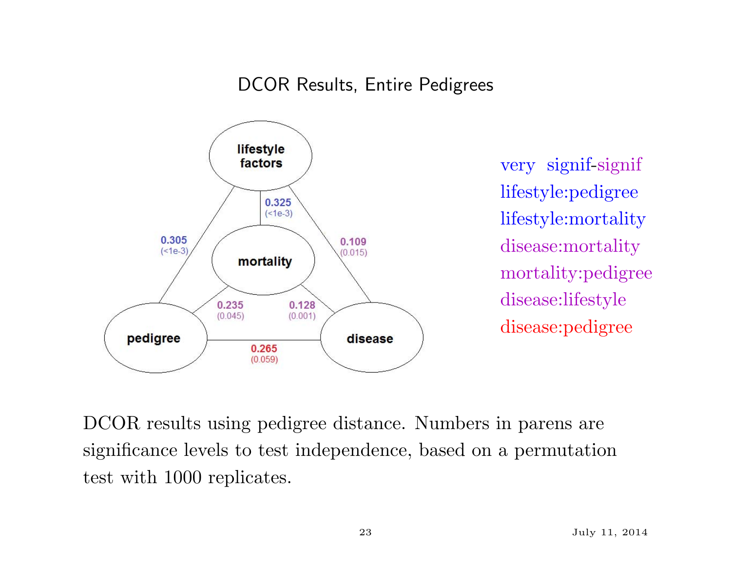## DCOR Results, Entire Pedigrees

lifestyle factors — mortality: 0.325 (<1e-3)
lifestyle factors — pedigree: 0.305 (<1e-3)
lifestyle factors — disease: 0.109 (0.015)
mortality — pedigree: 0.235 (0.045)
mortality — disease: 0.128 (0.001)
pedigree — disease: 0.265 (0.059)

very signif-signif
lifestyle:pedigree
lifestyle:mortality
disease:mortality
mortality:pedigree
disease:lifestyle
disease:pedigree

DCOR results using pedigree distance. Numbers in parens are significance levels to test independence, based on a permutation test with 1000 replicates.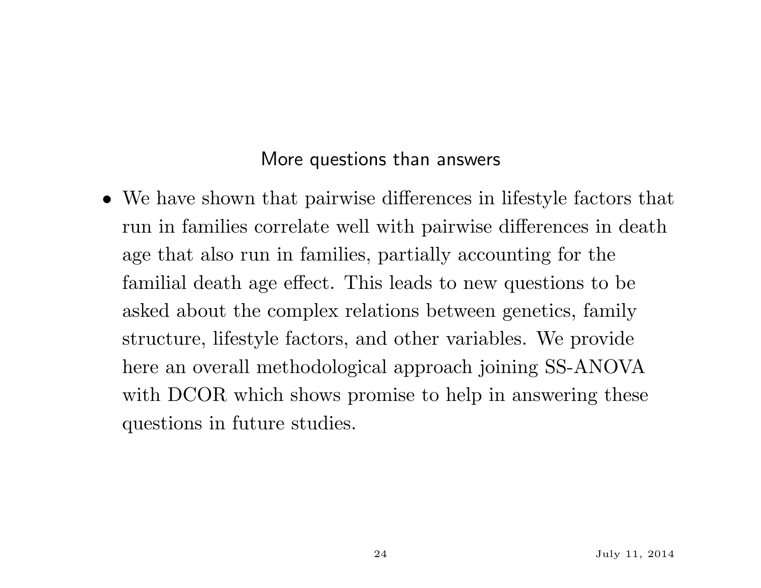## More questions than answers

- We have shown that pairwise differences in lifestyle factors that run in families correlate well with pairwise differences in death age that also run in families, partially accounting for the familial death age effect. This leads to new questions to be asked about the complex relations between genetics, family structure, lifestyle factors, and other variables. We provide here an overall methodological approach joining SS-ANOVA with DCOR which shows promise to help in answering these questions in future studies.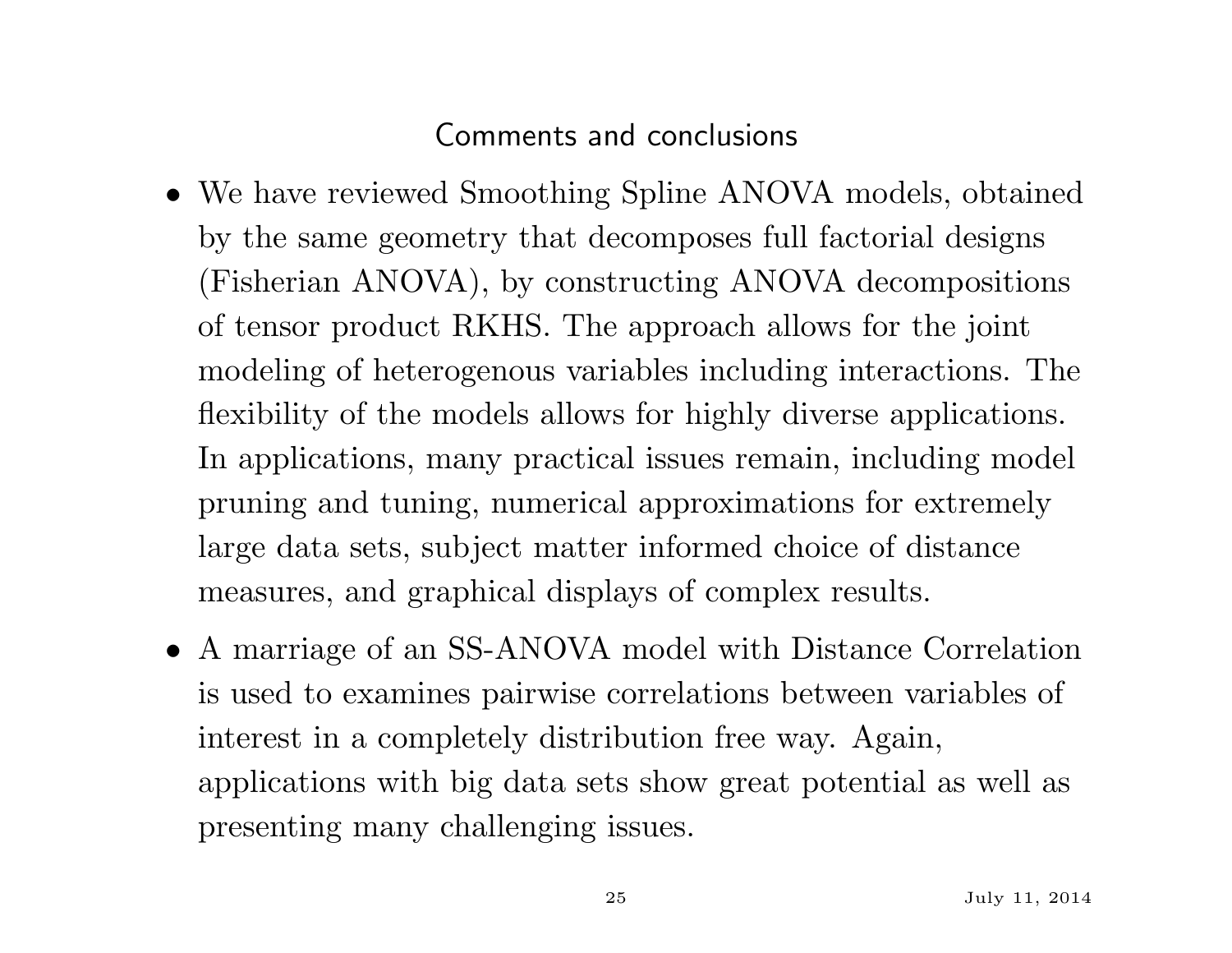## Comments and conclusions

- We have reviewed Smoothing Spline ANOVA models, obtained by the same geometry that decomposes full factorial designs (Fisherian ANOVA), by constructing ANOVA decompositions of tensor product RKHS. The approach allows for the joint modeling of heterogenous variables including interactions. The flexibility of the models allows for highly diverse applications. In applications, many practical issues remain, including model pruning and tuning, numerical approximations for extremely large data sets, subject matter informed choice of distance measures, and graphical displays of complex results.
- A marriage of an SS-ANOVA model with Distance Correlation is used to examines pairwise correlations between variables of interest in a completely distribution free way. Again, applications with big data sets show great potential as well as presenting many challenging issues.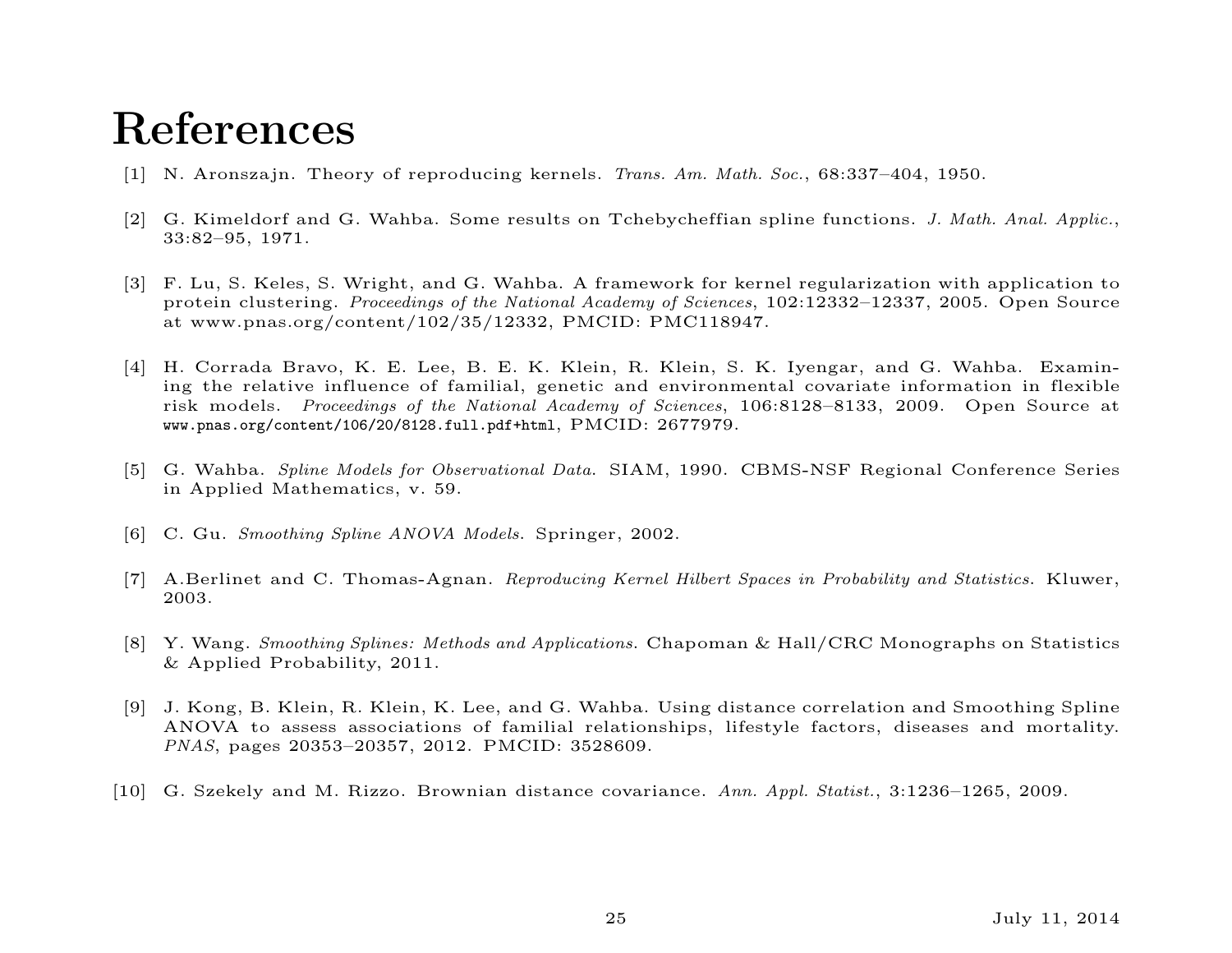# References

[1] N. Aronszajn. Theory of reproducing kernels. *Trans. Am. Math. Soc.*, 68:337–404, 1950.

[2] G. Kimeldorf and G. Wahba. Some results on Tchebycheffian spline functions. *J. Math. Anal. Applic.*, 33:82–95, 1971.

[3] F. Lu, S. Keles, S. Wright, and G. Wahba. A framework for kernel regularization with application to protein clustering. *Proceedings of the National Academy of Sciences*, 102:12332–12337, 2005. Open Source at www.pnas.org/content/102/35/12332, PMCID: PMC118947.

[4] H. Corrada Bravo, K. E. Lee, B. E. K. Klein, R. Klein, S. K. Iyengar, and G. Wahba. Examining the relative influence of familial, genetic and environmental covariate information in flexible risk models. *Proceedings of the National Academy of Sciences*, 106:8128–8133, 2009. Open Source at www.pnas.org/content/106/20/8128.full.pdf+html, PMCID: 2677979.

[5] G. Wahba. *Spline Models for Observational Data*. SIAM, 1990. CBMS-NSF Regional Conference Series in Applied Mathematics, v. 59.

[6] C. Gu. *Smoothing Spline ANOVA Models*. Springer, 2002.

[7] A.Berlinet and C. Thomas-Agnan. *Reproducing Kernel Hilbert Spaces in Probability and Statistics*. Kluwer, 2003.

[8] Y. Wang. *Smoothing Splines: Methods and Applications*. Chapoman & Hall/CRC Monographs on Statistics & Applied Probability, 2011.

[9] J. Kong, B. Klein, R. Klein, K. Lee, and G. Wahba. Using distance correlation and Smoothing Spline ANOVA to assess associations of familial relationships, lifestyle factors, diseases and mortality. *PNAS*, pages 20353–20357, 2012. PMCID: 3528609.

[10] G. Szekely and M. Rizzo. Brownian distance covariance. *Ann. Appl. Statist.*, 3:1236–1265, 2009.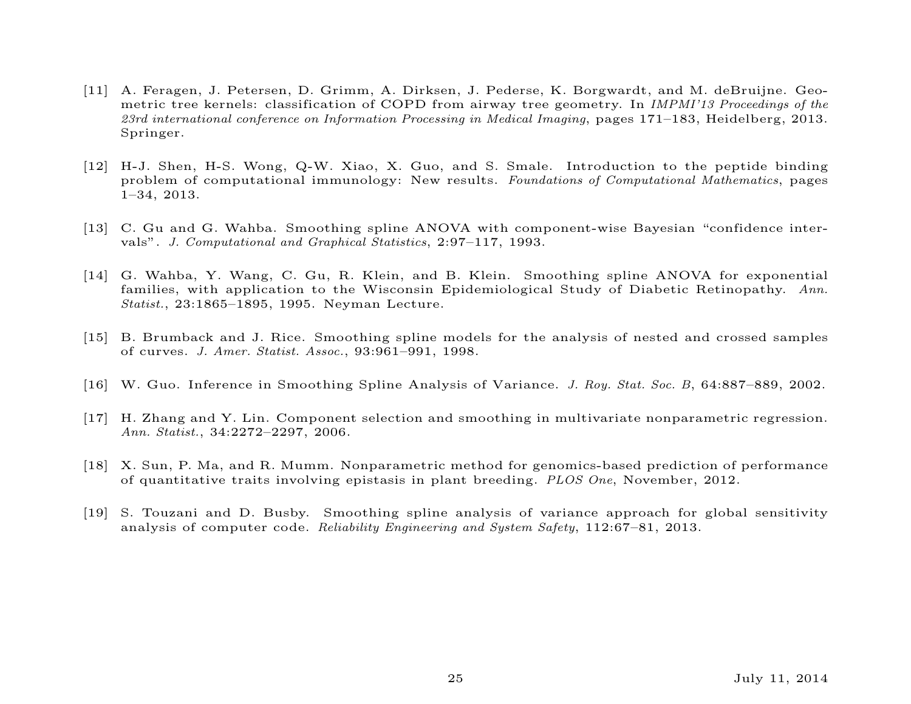[11] A. Feragen, J. Petersen, D. Grimm, A. Dirksen, J. Pederse, K. Borgwardt, and M. deBruijne. Geometric tree kernels: classification of COPD from airway tree geometry. In *IMPMI'13 Proceedings of the 23rd international conference on Information Processing in Medical Imaging*, pages 171–183, Heidelberg, 2013. Springer.

[12] H-J. Shen, H-S. Wong, Q-W. Xiao, X. Guo, and S. Smale. Introduction to the peptide binding problem of computational immunology: New results. *Foundations of Computational Mathematics*, pages 1–34, 2013.

[13] C. Gu and G. Wahba. Smoothing spline ANOVA with component-wise Bayesian "confidence intervals". *J. Computational and Graphical Statistics*, 2:97–117, 1993.

[14] G. Wahba, Y. Wang, C. Gu, R. Klein, and B. Klein. Smoothing spline ANOVA for exponential families, with application to the Wisconsin Epidemiological Study of Diabetic Retinopathy. *Ann. Statist.*, 23:1865–1895, 1995. Neyman Lecture.

[15] B. Brumback and J. Rice. Smoothing spline models for the analysis of nested and crossed samples of curves. *J. Amer. Statist. Assoc.*, 93:961–991, 1998.

[16] W. Guo. Inference in Smoothing Spline Analysis of Variance. *J. Roy. Stat. Soc. B*, 64:887–889, 2002.

[17] H. Zhang and Y. Lin. Component selection and smoothing in multivariate nonparametric regression. *Ann. Statist.*, 34:2272–2297, 2006.

[18] X. Sun, P. Ma, and R. Mumm. Nonparametric method for genomics-based prediction of performance of quantitative traits involving epistasis in plant breeding. *PLOS One*, November, 2012.

[19] S. Touzani and D. Busby. Smoothing spline analysis of variance approach for global sensitivity analysis of computer code. *Reliability Engineering and System Safety*, 112:67–81, 2013.